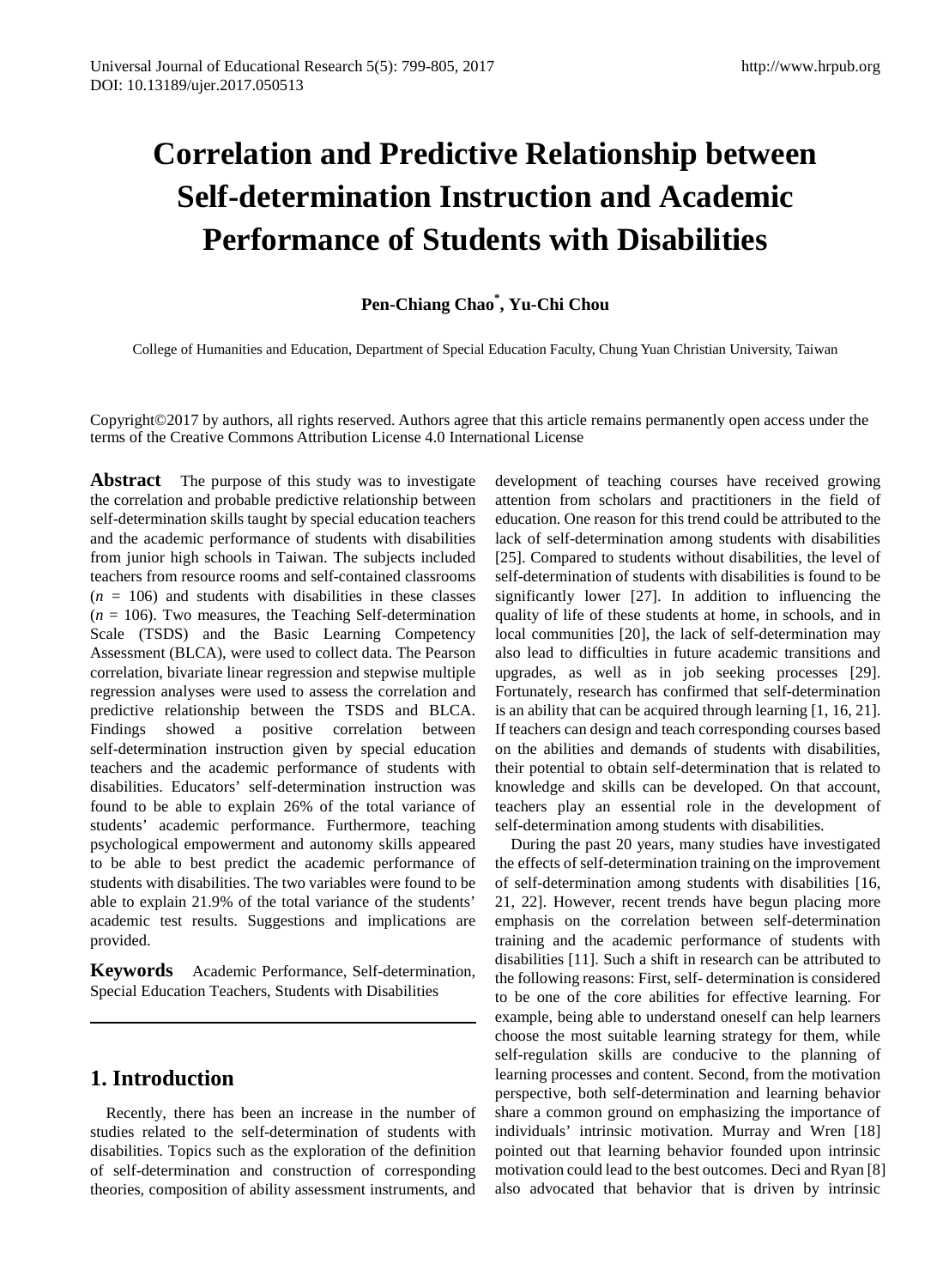# Correlation and Predictive Relationship between Self-determination Instruction and Academic Performance of Students with Disabilities

**Pen-Chiang Chao*, Yu-Chi Chou**

College of Humanities and Education, Department of Special Education Faculty, Chung Yuan Christian University, Taiwan

Copyright©2017 by authors, all rights reserved. Authors agree that this article remains permanently open access under the terms of the Creative Commons Attribution License 4.0 International License

**Abstract** The purpose of this study was to investigate the correlation and probable predictive relationship between self-determination skills taught by special education teachers and the academic performance of students with disabilities from junior high schools in Taiwan. The subjects included teachers from resource rooms and self-contained classrooms ($n$ = 106) and students with disabilities in these classes ($n$ = 106). Two measures, the Teaching Self-determination Scale (TSDS) and the Basic Learning Competency Assessment (BLCA), were used to collect data. The Pearson correlation, bivariate linear regression and stepwise multiple regression analyses were used to assess the correlation and predictive relationship between the TSDS and BLCA. Findings showed a positive correlation between self-determination instruction given by special education teachers and the academic performance of students with disabilities. Educators' self-determination instruction was found to be able to explain 26% of the total variance of students' academic performance. Furthermore, teaching psychological empowerment and autonomy skills appeared to be able to best predict the academic performance of students with disabilities. The two variables were found to be able to explain 21.9% of the total variance of the students' academic test results. Suggestions and implications are provided.

**Keywords** Academic Performance, Self-determination, Special Education Teachers, Students with Disabilities

## 1. Introduction

Recently, there has been an increase in the number of studies related to the self-determination of students with disabilities. Topics such as the exploration of the definition of self-determination and construction of corresponding theories, composition of ability assessment instruments, and development of teaching courses have received growing attention from scholars and practitioners in the field of education. One reason for this trend could be attributed to the lack of self-determination among students with disabilities [25]. Compared to students without disabilities, the level of self-determination of students with disabilities is found to be significantly lower [27]. In addition to influencing the quality of life of these students at home, in schools, and in local communities [20], the lack of self-determination may also lead to difficulties in future academic transitions and upgrades, as well as in job seeking processes [29]. Fortunately, research has confirmed that self-determination is an ability that can be acquired through learning [1, 16, 21]. If teachers can design and teach corresponding courses based on the abilities and demands of students with disabilities, their potential to obtain self-determination that is related to knowledge and skills can be developed. On that account, teachers play an essential role in the development of self-determination among students with disabilities.

During the past 20 years, many studies have investigated the effects of self-determination training on the improvement of self-determination among students with disabilities [16, 21, 22]. However, recent trends have begun placing more emphasis on the correlation between self-determination training and the academic performance of students with disabilities [11]. Such a shift in research can be attributed to the following reasons: First, self- determination is considered to be one of the core abilities for effective learning. For example, being able to understand oneself can help learners choose the most suitable learning strategy for them, while self-regulation skills are conducive to the planning of learning processes and content. Second, from the motivation perspective, both self-determination and learning behavior share a common ground on emphasizing the importance of individuals' intrinsic motivation. Murray and Wren [18] pointed out that learning behavior founded upon intrinsic motivation could lead to the best outcomes. Deci and Ryan [8] also advocated that behavior that is driven by intrinsic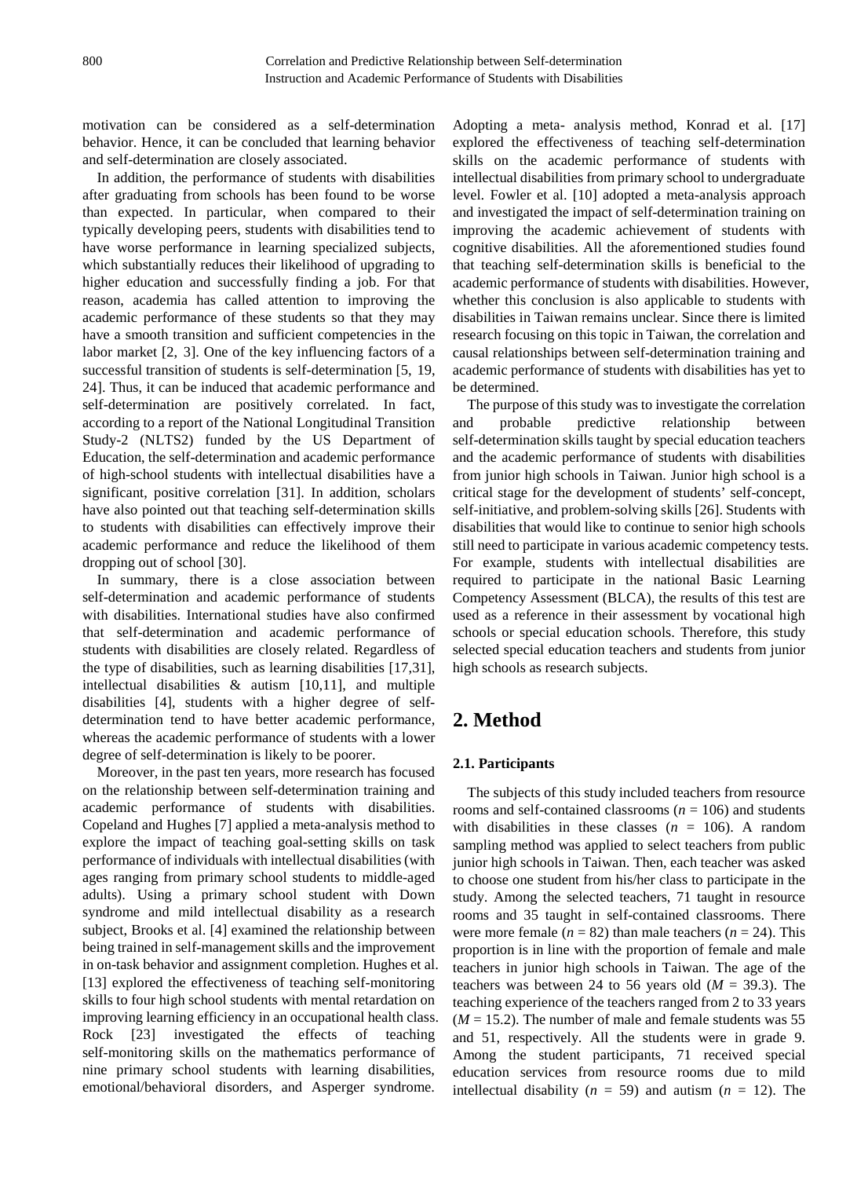motivation can be considered as a self-determination behavior. Hence, it can be concluded that learning behavior and self-determination are closely associated.

In addition, the performance of students with disabilities after graduating from schools has been found to be worse than expected. In particular, when compared to their typically developing peers, students with disabilities tend to have worse performance in learning specialized subjects, which substantially reduces their likelihood of upgrading to higher education and successfully finding a job. For that reason, academia has called attention to improving the academic performance of these students so that they may have a smooth transition and sufficient competencies in the labor market [2, 3]. One of the key influencing factors of a successful transition of students is self-determination [5, 19, 24]. Thus, it can be induced that academic performance and self-determination are positively correlated. In fact, according to a report of the National Longitudinal Transition Study-2 (NLTS2) funded by the US Department of Education, the self-determination and academic performance of high-school students with intellectual disabilities have a significant, positive correlation [31]. In addition, scholars have also pointed out that teaching self-determination skills to students with disabilities can effectively improve their academic performance and reduce the likelihood of them dropping out of school [30].

In summary, there is a close association between self-determination and academic performance of students with disabilities. International studies have also confirmed that self-determination and academic performance of students with disabilities are closely related. Regardless of the type of disabilities, such as learning disabilities [17,31], intellectual disabilities & autism [10,11], and multiple disabilities [4], students with a higher degree of self-determination tend to have better academic performance, whereas the academic performance of students with a lower degree of self-determination is likely to be poorer.

Moreover, in the past ten years, more research has focused on the relationship between self-determination training and academic performance of students with disabilities. Copeland and Hughes [7] applied a meta-analysis method to explore the impact of teaching goal-setting skills on task performance of individuals with intellectual disabilities (with ages ranging from primary school students to middle-aged adults). Using a primary school student with Down syndrome and mild intellectual disability as a research subject, Brooks et al. [4] examined the relationship between being trained in self-management skills and the improvement in on-task behavior and assignment completion. Hughes et al. [13] explored the effectiveness of teaching self-monitoring skills to four high school students with mental retardation on improving learning efficiency in an occupational health class. Rock [23] investigated the effects of teaching self-monitoring skills on the mathematics performance of nine primary school students with learning disabilities, emotional/behavioral disorders, and Asperger syndrome. Adopting a meta- analysis method, Konrad et al. [17] explored the effectiveness of teaching self-determination skills on the academic performance of students with intellectual disabilities from primary school to undergraduate level. Fowler et al. [10] adopted a meta-analysis approach and investigated the impact of self-determination training on improving the academic achievement of students with cognitive disabilities. All the aforementioned studies found that teaching self-determination skills is beneficial to the academic performance of students with disabilities. However, whether this conclusion is also applicable to students with disabilities in Taiwan remains unclear. Since there is limited research focusing on this topic in Taiwan, the correlation and causal relationships between self-determination training and academic performance of students with disabilities has yet to be determined.

The purpose of this study was to investigate the correlation and probable predictive relationship between self-determination skills taught by special education teachers and the academic performance of students with disabilities from junior high schools in Taiwan. Junior high school is a critical stage for the development of students' self-concept, self-initiative, and problem-solving skills [26]. Students with disabilities that would like to continue to senior high schools still need to participate in various academic competency tests. For example, students with intellectual disabilities are required to participate in the national Basic Learning Competency Assessment (BLCA), the results of this test are used as a reference in their assessment by vocational high schools or special education schools. Therefore, this study selected special education teachers and students from junior high schools as research subjects.

## 2. Method

### 2.1. Participants

The subjects of this study included teachers from resource rooms and self-contained classrooms ($n$ = 106) and students with disabilities in these classes ($n$ = 106). A random sampling method was applied to select teachers from public junior high schools in Taiwan. Then, each teacher was asked to choose one student from his/her class to participate in the study. Among the selected teachers, 71 taught in resource rooms and 35 taught in self-contained classrooms. There were more female ($n$ = 82) than male teachers ($n$ = 24). This proportion is in line with the proportion of female and male teachers in junior high schools in Taiwan. The age of the teachers was between 24 to 56 years old ($M$ = 39.3). The teaching experience of the teachers ranged from 2 to 33 years ($M$ = 15.2). The number of male and female students was 55 and 51, respectively. All the students were in grade 9. Among the student participants, 71 received special education services from resource rooms due to mild intellectual disability ($n$ = 59) and autism ($n$ = 12). The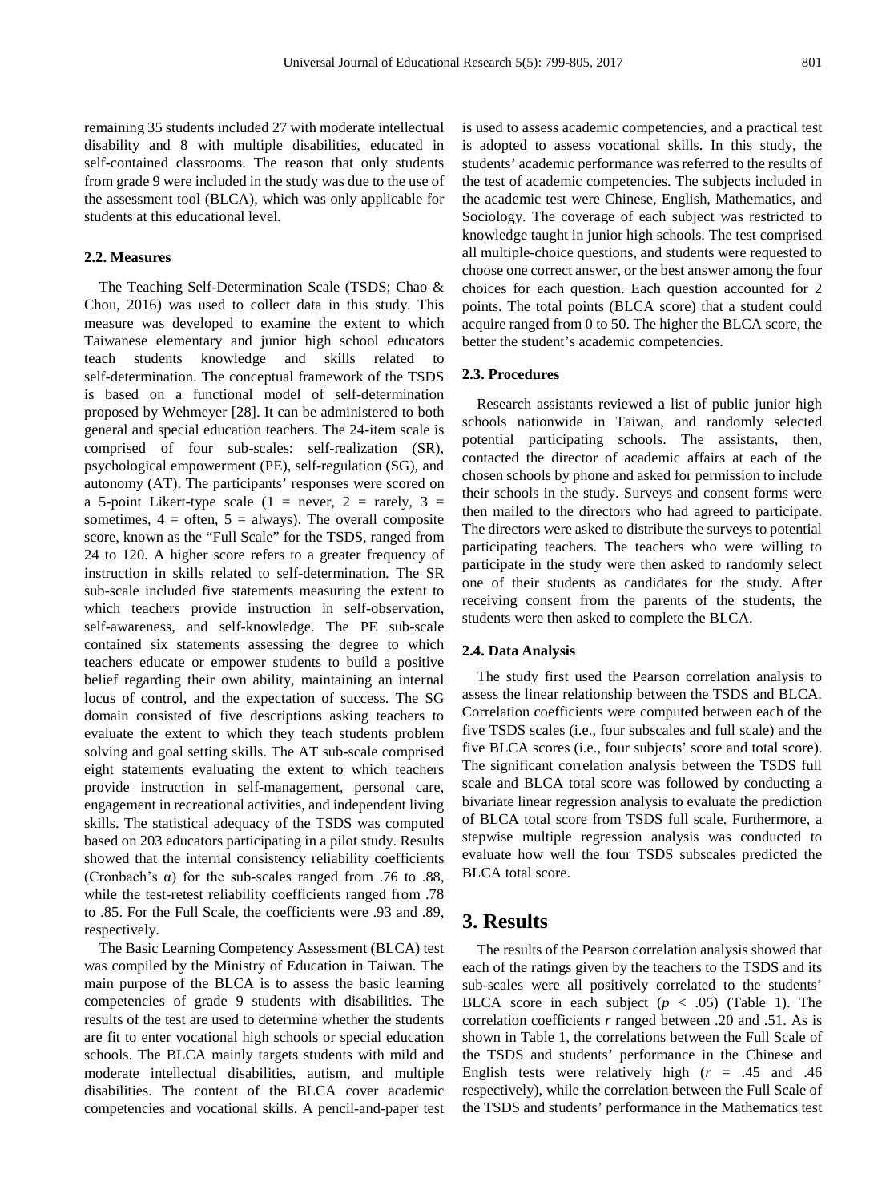remaining 35 students included 27 with moderate intellectual disability and 8 with multiple disabilities, educated in self-contained classrooms. The reason that only students from grade 9 were included in the study was due to the use of the assessment tool (BLCA), which was only applicable for students at this educational level.

### 2.2. Measures

The Teaching Self-Determination Scale (TSDS; Chao & Chou, 2016) was used to collect data in this study. This measure was developed to examine the extent to which Taiwanese elementary and junior high school educators teach students knowledge and skills related to self-determination. The conceptual framework of the TSDS is based on a functional model of self-determination proposed by Wehmeyer [28]. It can be administered to both general and special education teachers. The 24-item scale is comprised of four sub-scales: self-realization (SR), psychological empowerment (PE), self-regulation (SG), and autonomy (AT). The participants' responses were scored on a 5-point Likert-type scale (1 = never, 2 = rarely, 3 = sometimes, 4 = often, 5 = always). The overall composite score, known as the "Full Scale" for the TSDS, ranged from 24 to 120. A higher score refers to a greater frequency of instruction in skills related to self-determination. The SR sub-scale included five statements measuring the extent to which teachers provide instruction in self-observation, self-awareness, and self-knowledge. The PE sub-scale contained six statements assessing the degree to which teachers educate or empower students to build a positive belief regarding their own ability, maintaining an internal locus of control, and the expectation of success. The SG domain consisted of five descriptions asking teachers to evaluate the extent to which they teach students problem solving and goal setting skills. The AT sub-scale comprised eight statements evaluating the extent to which teachers provide instruction in self-management, personal care, engagement in recreational activities, and independent living skills. The statistical adequacy of the TSDS was computed based on 203 educators participating in a pilot study. Results showed that the internal consistency reliability coefficients (Cronbach's α) for the sub-scales ranged from .76 to .88, while the test-retest reliability coefficients ranged from .78 to .85. For the Full Scale, the coefficients were .93 and .89, respectively.

The Basic Learning Competency Assessment (BLCA) test was compiled by the Ministry of Education in Taiwan. The main purpose of the BLCA is to assess the basic learning competencies of grade 9 students with disabilities. The results of the test are used to determine whether the students are fit to enter vocational high schools or special education schools. The BLCA mainly targets students with mild and moderate intellectual disabilities, autism, and multiple disabilities. The content of the BLCA cover academic competencies and vocational skills. A pencil-and-paper test is used to assess academic competencies, and a practical test is adopted to assess vocational skills. In this study, the students' academic performance was referred to the results of the test of academic competencies. The subjects included in the academic test were Chinese, English, Mathematics, and Sociology. The coverage of each subject was restricted to knowledge taught in junior high schools. The test comprised all multiple-choice questions, and students were requested to choose one correct answer, or the best answer among the four choices for each question. Each question accounted for 2 points. The total points (BLCA score) that a student could acquire ranged from 0 to 50. The higher the BLCA score, the better the student's academic competencies.

### 2.3. Procedures

Research assistants reviewed a list of public junior high schools nationwide in Taiwan, and randomly selected potential participating schools. The assistants, then, contacted the director of academic affairs at each of the chosen schools by phone and asked for permission to include their schools in the study. Surveys and consent forms were then mailed to the directors who had agreed to participate. The directors were asked to distribute the surveys to potential participating teachers. The teachers who were willing to participate in the study were then asked to randomly select one of their students as candidates for the study. After receiving consent from the parents of the students, the students were then asked to complete the BLCA.

### 2.4. Data Analysis

The study first used the Pearson correlation analysis to assess the linear relationship between the TSDS and BLCA. Correlation coefficients were computed between each of the five TSDS scales (i.e., four subscales and full scale) and the five BLCA scores (i.e., four subjects' score and total score). The significant correlation analysis between the TSDS full scale and BLCA total score was followed by conducting a bivariate linear regression analysis to evaluate the prediction of BLCA total score from TSDS full scale. Furthermore, a stepwise multiple regression analysis was conducted to evaluate how well the four TSDS subscales predicted the BLCA total score.

## 3. Results

The results of the Pearson correlation analysis showed that each of the ratings given by the teachers to the TSDS and its sub-scales were all positively correlated to the students' BLCA score in each subject ($p < .05$) (Table 1). The correlation coefficients $r$ ranged between .20 and .51. As is shown in Table 1, the correlations between the Full Scale of the TSDS and students' performance in the Chinese and English tests were relatively high ($r$ = .45 and .46 respectively), while the correlation between the Full Scale of the TSDS and students' performance in the Mathematics test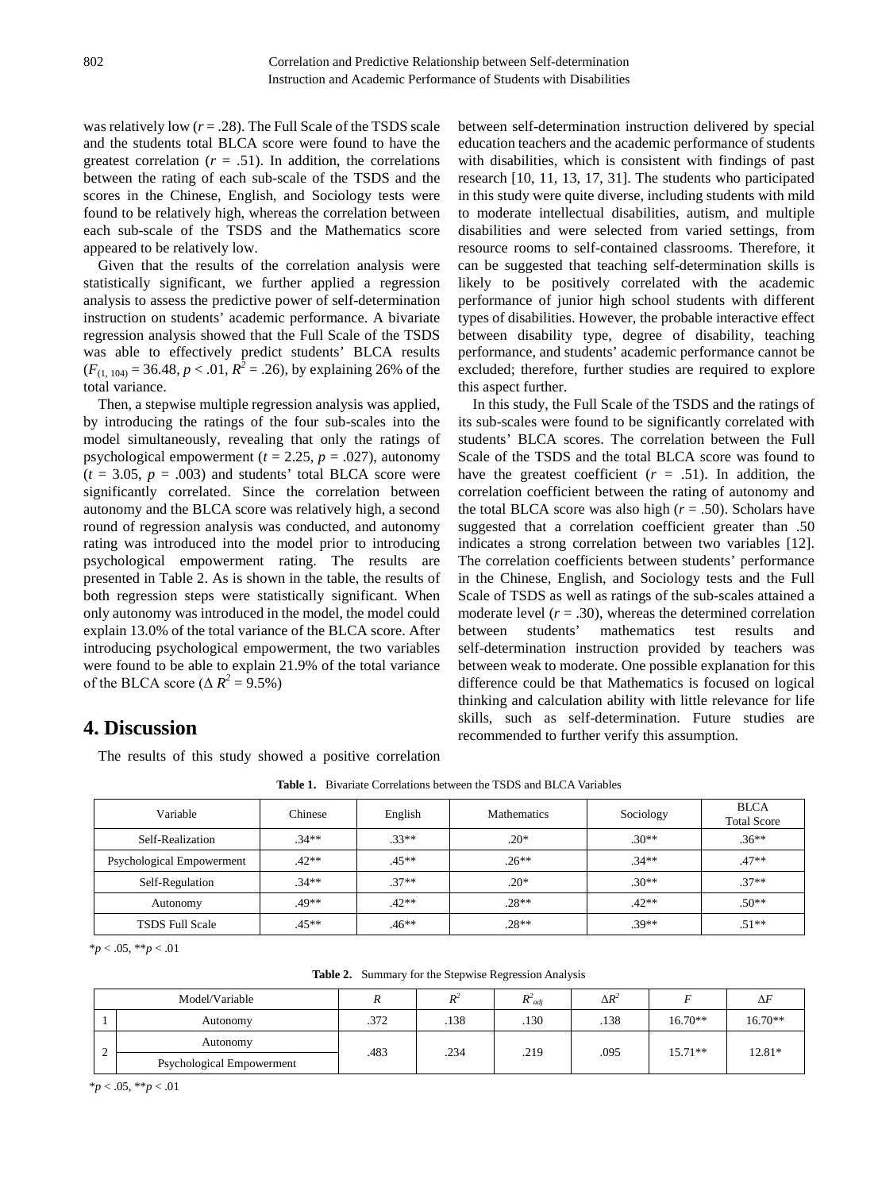was relatively low ($r$ = .28). The Full Scale of the TSDS scale and the students total BLCA score were found to have the greatest correlation ($r$ = .51). In addition, the correlations between the rating of each sub-scale of the TSDS and the scores in the Chinese, English, and Sociology tests were found to be relatively high, whereas the correlation between each sub-scale of the TSDS and the Mathematics score appeared to be relatively low.

Given that the results of the correlation analysis were statistically significant, we further applied a regression analysis to assess the predictive power of self-determination instruction on students' academic performance. A bivariate regression analysis showed that the Full Scale of the TSDS was able to effectively predict students' BLCA results ($F_{(1, 104)}$ = 36.48, $p$ < .01, $R^2$ = .26), by explaining 26% of the total variance.

Then, a stepwise multiple regression analysis was applied, by introducing the ratings of the four sub-scales into the model simultaneously, revealing that only the ratings of psychological empowerment ($t$ = 2.25, $p$ = .027), autonomy ($t$ = 3.05, $p$ = .003) and students' total BLCA score were significantly correlated. Since the correlation between autonomy and the BLCA score was relatively high, a second round of regression analysis was conducted, and autonomy rating was introduced into the model prior to introducing psychological empowerment rating. The results are presented in Table 2. As is shown in the table, the results of both regression steps were statistically significant. When only autonomy was introduced in the model, the model could explain 13.0% of the total variance of the BLCA score. After introducing psychological empowerment, the two variables were found to be able to explain 21.9% of the total variance of the BLCA score ($\Delta R^2$ = 9.5%)

## 4. Discussion

The results of this study showed a positive correlation between self-determination instruction delivered by special education teachers and the academic performance of students with disabilities, which is consistent with findings of past research [10, 11, 13, 17, 31]. The students who participated in this study were quite diverse, including students with mild to moderate intellectual disabilities, autism, and multiple disabilities and were selected from varied settings, from resource rooms to self-contained classrooms. Therefore, it can be suggested that teaching self-determination skills is likely to be positively correlated with the academic performance of junior high school students with different types of disabilities. However, the probable interactive effect between disability type, degree of disability, teaching performance, and students' academic performance cannot be excluded; therefore, further studies are required to explore this aspect further.

In this study, the Full Scale of the TSDS and the ratings of its sub-scales were found to be significantly correlated with students' BLCA scores. The correlation between the Full Scale of the TSDS and the total BLCA score was found to have the greatest coefficient ($r$ = .51). In addition, the correlation coefficient between the rating of autonomy and the total BLCA score was also high ($r$ = .50). Scholars have suggested that a correlation coefficient greater than .50 indicates a strong correlation between two variables [12]. The correlation coefficients between students' performance in the Chinese, English, and Sociology tests and the Full Scale of TSDS as well as ratings of the sub-scales attained a moderate level ($r$ = .30), whereas the determined correlation between students' mathematics test results and self-determination instruction provided by teachers was between weak to moderate. One possible explanation for this difference could be that Mathematics is focused on logical thinking and calculation ability with little relevance for life skills, such as self-determination. Future studies are recommended to further verify this assumption.

**Table 1.** Bivariate Correlations between the TSDS and BLCA Variables

| Variable | Chinese | English | Mathematics | Sociology | BLCA Total Score |
|---|---|---|---|---|---|
| Self-Realization | .34** | .33** | .20* | .30** | .36** |
| Psychological Empowerment | .42** | .45** | .26** | .34** | .47** |
| Self-Regulation | .34** | .37** | .20* | .30** | .37** |
| Autonomy | .49** | .42** | .28** | .42** | .50** |
| TSDS Full Scale | .45** | .46** | .28** | .39** | .51** |

*$p$ < .05, **$p$ < .01

**Table 2.** Summary for the Stepwise Regression Analysis

| Model | Variable | $R$ | $R^2$ | $R^2_{adj}$ | $\Delta R^2$ | $F$ | $\Delta F$ |
|---|---|---|---|---|---|---|---|
| 1 | Autonomy | .372 | .138 | .130 | .138 | 16.70** | 16.70** |
| 2 | Autonomy<br>Psychological Empowerment | .483 | .234 | .219 | .095 | 15.71** | 12.81* |

*$p$ < .05, **$p$ < .01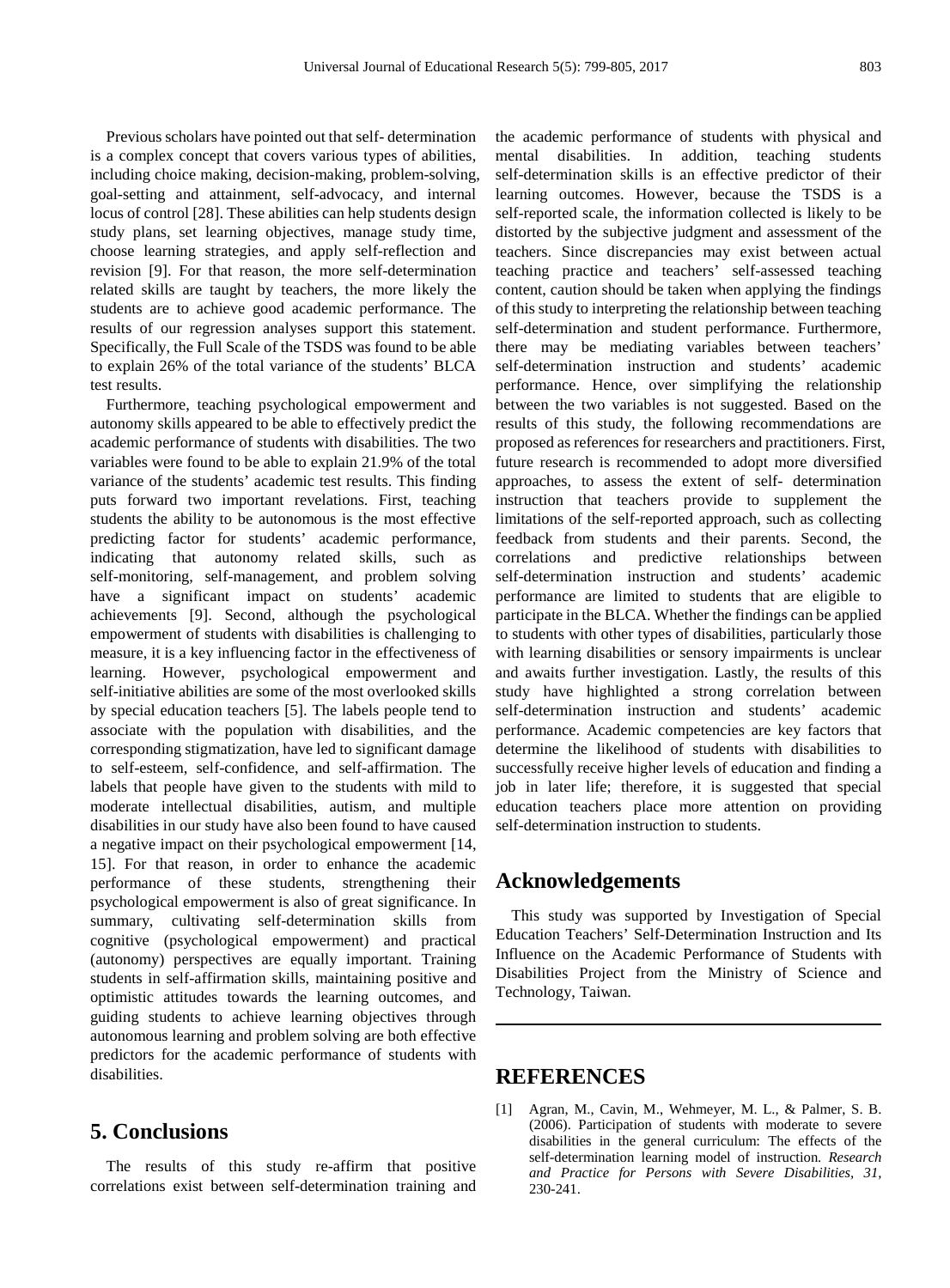Previous scholars have pointed out that self- determination is a complex concept that covers various types of abilities, including choice making, decision-making, problem-solving, goal-setting and attainment, self-advocacy, and internal locus of control [28]. These abilities can help students design study plans, set learning objectives, manage study time, choose learning strategies, and apply self-reflection and revision [9]. For that reason, the more self-determination related skills are taught by teachers, the more likely the students are to achieve good academic performance. The results of our regression analyses support this statement. Specifically, the Full Scale of the TSDS was found to be able to explain 26% of the total variance of the students' BLCA test results.

Furthermore, teaching psychological empowerment and autonomy skills appeared to be able to effectively predict the academic performance of students with disabilities. The two variables were found to be able to explain 21.9% of the total variance of the students' academic test results. This finding puts forward two important revelations. First, teaching students the ability to be autonomous is the most effective predicting factor for students' academic performance, indicating that autonomy related skills, such as self-monitoring, self-management, and problem solving have a significant impact on students' academic achievements [9]. Second, although the psychological empowerment of students with disabilities is challenging to measure, it is a key influencing factor in the effectiveness of learning. However, psychological empowerment and self-initiative abilities are some of the most overlooked skills by special education teachers [5]. The labels people tend to associate with the population with disabilities, and the corresponding stigmatization, have led to significant damage to self-esteem, self-confidence, and self-affirmation. The labels that people have given to the students with mild to moderate intellectual disabilities, autism, and multiple disabilities in our study have also been found to have caused a negative impact on their psychological empowerment [14, 15]. For that reason, in order to enhance the academic performance of these students, strengthening their psychological empowerment is also of great significance. In summary, cultivating self-determination skills from cognitive (psychological empowerment) and practical (autonomy) perspectives are equally important. Training students in self-affirmation skills, maintaining positive and optimistic attitudes towards the learning outcomes, and guiding students to achieve learning objectives through autonomous learning and problem solving are both effective predictors for the academic performance of students with disabilities.

## 5. Conclusions

The results of this study re-affirm that positive correlations exist between self-determination training and the academic performance of students with physical and mental disabilities. In addition, teaching students self-determination skills is an effective predictor of their learning outcomes. However, because the TSDS is a self-reported scale, the information collected is likely to be distorted by the subjective judgment and assessment of the teachers. Since discrepancies may exist between actual teaching practice and teachers' self-assessed teaching content, caution should be taken when applying the findings of this study to interpreting the relationship between teaching self-determination and student performance. Furthermore, there may be mediating variables between teachers' self-determination instruction and students' academic performance. Hence, over simplifying the relationship between the two variables is not suggested. Based on the results of this study, the following recommendations are proposed as references for researchers and practitioners. First, future research is recommended to adopt more diversified approaches, to assess the extent of self- determination instruction that teachers provide to supplement the limitations of the self-reported approach, such as collecting feedback from students and their parents. Second, the correlations and predictive relationships between self-determination instruction and students' academic performance are limited to students that are eligible to participate in the BLCA. Whether the findings can be applied to students with other types of disabilities, particularly those with learning disabilities or sensory impairments is unclear and awaits further investigation. Lastly, the results of this study have highlighted a strong correlation between self-determination instruction and students' academic performance. Academic competencies are key factors that determine the likelihood of students with disabilities to successfully receive higher levels of education and finding a job in later life; therefore, it is suggested that special education teachers place more attention on providing self-determination instruction to students.

## Acknowledgements

This study was supported by Investigation of Special Education Teachers' Self-Determination Instruction and Its Influence on the Academic Performance of Students with Disabilities Project from the Ministry of Science and Technology, Taiwan.

## REFERENCES

[1] Agran, M., Cavin, M., Wehmeyer, M. L., & Palmer, S. B. (2006). Participation of students with moderate to severe disabilities in the general curriculum: The effects of the self-determination learning model of instruction. *Research and Practice for Persons with Severe Disabilities, 31*, 230-241.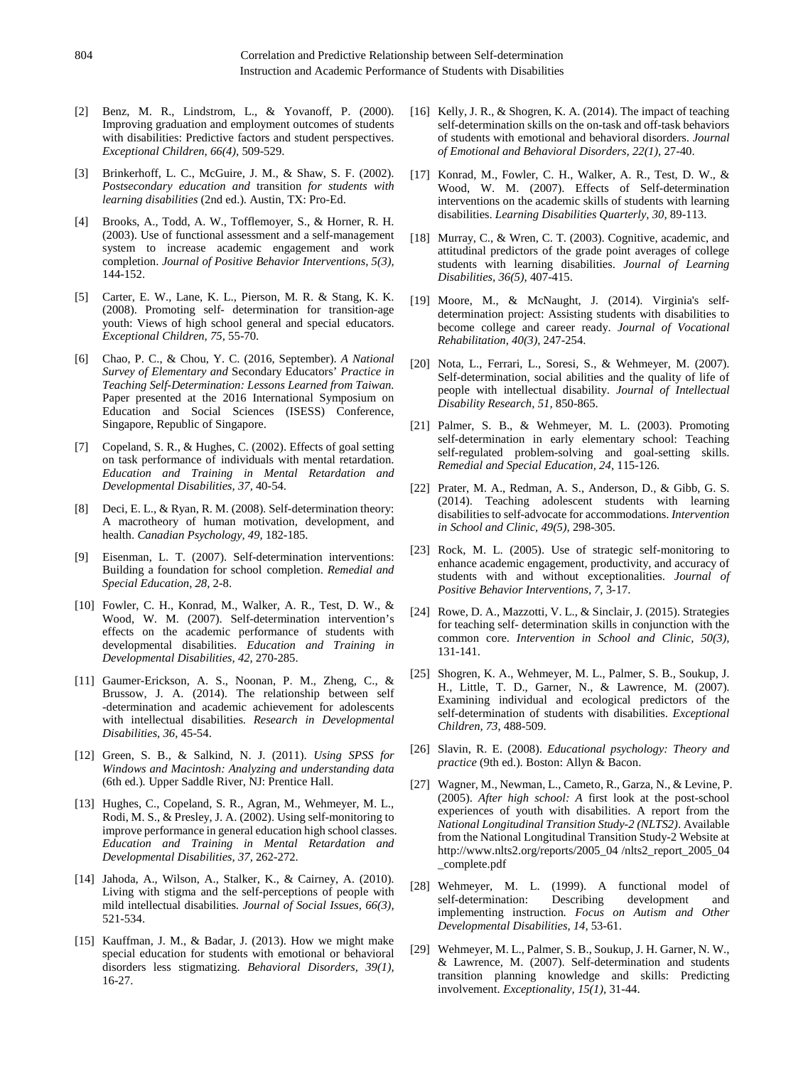[2] Benz, M. R., Lindstrom, L., & Yovanoff, P. (2000). Improving graduation and employment outcomes of students with disabilities: Predictive factors and student perspectives. *Exceptional Children, 66(4),* 509-529.

[3] Brinkerhoff, L. C., McGuire, J. M., & Shaw, S. F. (2002). *Postsecondary education and* transition *for students with learning disabilities* (2nd ed.). Austin, TX: Pro-Ed.

[4] Brooks, A., Todd, A. W., Tofflemoyer, S., & Horner, R. H. (2003). Use of functional assessment and a self-management system to increase academic engagement and work completion. *Journal of Positive Behavior Interventions, 5(3),* 144-152.

[5] Carter, E. W., Lane, K. L., Pierson, M. R. & Stang, K. K. (2008). Promoting self- determination for transition-age youth: Views of high school general and special educators. *Exceptional Children, 75,* 55-70.

[6] Chao, P. C., & Chou, Y. C. (2016, September). *A National Survey of Elementary and* Secondary Educators' *Practice in Teaching Self-Determination: Lessons Learned from Taiwan.* Paper presented at the 2016 International Symposium on Education and Social Sciences (ISESS) Conference, Singapore, Republic of Singapore.

[7] Copeland, S. R., & Hughes, C. (2002). Effects of goal setting on task performance of individuals with mental retardation. *Education and Training in Mental Retardation and Developmental Disabilities, 37,* 40-54.

[8] Deci, E. L., & Ryan, R. M. (2008). Self-determination theory: A macrotheory of human motivation, development, and health. *Canadian Psychology, 49,* 182-185.

[9] Eisenman, L. T. (2007). Self-determination interventions: Building a foundation for school completion. *Remedial and Special Education, 28,* 2-8.

[10] Fowler, C. H., Konrad, M., Walker, A. R., Test, D. W., & Wood, W. M. (2007). Self-determination intervention's effects on the academic performance of students with developmental disabilities. *Education and Training in Developmental Disabilities, 42,* 270-285.

[11] Gaumer-Erickson, A. S., Noonan, P. M., Zheng, C., & Brussow, J. A. (2014). The relationship between self -determination and academic achievement for adolescents with intellectual disabilities. *Research in Developmental Disabilities, 36,* 45-54.

[12] Green, S. B., & Salkind, N. J. (2011). *Using SPSS for Windows and Macintosh: Analyzing and understanding data* (6th ed.)*.* Upper Saddle River, NJ: Prentice Hall.

[13] Hughes, C., Copeland, S. R., Agran, M., Wehmeyer, M. L., Rodi, M. S., & Presley, J. A. (2002). Using self-monitoring to improve performance in general education high school classes. *Education and Training in Mental Retardation and Developmental Disabilities, 37,* 262-272.

[14] Jahoda, A., Wilson, A., Stalker, K., & Cairney, A. (2010). Living with stigma and the self-perceptions of people with mild intellectual disabilities. *Journal of Social Issues, 66(3),* 521-534.

[15] Kauffman, J. M., & Badar, J. (2013). How we might make special education for students with emotional or behavioral disorders less stigmatizing. *Behavioral Disorders, 39(1),* 16-27.

[16] Kelly, J. R., & Shogren, K. A. (2014). The impact of teaching self-determination skills on the on-task and off-task behaviors of students with emotional and behavioral disorders. *Journal of Emotional and Behavioral Disorders, 22(1),* 27-40.

[17] Konrad, M., Fowler, C. H., Walker, A. R., Test, D. W., & Wood, W. M. (2007). Effects of Self-determination interventions on the academic skills of students with learning disabilities. *Learning Disabilities Quarterly, 30,* 89-113.

[18] Murray, C., & Wren, C. T. (2003). Cognitive, academic, and attitudinal predictors of the grade point averages of college students with learning disabilities. *Journal of Learning Disabilities, 36(5),* 407-415.

[19] Moore, M., & McNaught, J. (2014). Virginia's self-determination project: Assisting students with disabilities to become college and career ready. *Journal of Vocational Rehabilitation, 40(3),* 247-254.

[20] Nota, L., Ferrari, L., Soresi, S., & Wehmeyer, M. (2007). Self-determination, social abilities and the quality of life of people with intellectual disability. *Journal of Intellectual Disability Research, 51,* 850-865.

[21] Palmer, S. B., & Wehmeyer, M. L. (2003). Promoting self-determination in early elementary school: Teaching self-regulated problem-solving and goal-setting skills. *Remedial and Special Education, 24,* 115-126.

[22] Prater, M. A., Redman, A. S., Anderson, D., & Gibb, G. S. (2014). Teaching adolescent students with learning disabilities to self-advocate for accommodations. *Intervention in School and Clinic, 49(5),* 298-305.

[23] Rock, M. L. (2005). Use of strategic self-monitoring to enhance academic engagement, productivity, and accuracy of students with and without exceptionalities. *Journal of Positive Behavior Interventions, 7,* 3-17.

[24] Rowe, D. A., Mazzotti, V. L., & Sinclair, J. (2015). Strategies for teaching self- determination skills in conjunction with the common core. *Intervention in School and Clinic, 50(3),* 131-141.

[25] Shogren, K. A., Wehmeyer, M. L., Palmer, S. B., Soukup, J. H., Little, T. D., Garner, N., & Lawrence, M. (2007). Examining individual and ecological predictors of the self-determination of students with disabilities. *Exceptional Children, 73,* 488-509.

[26] Slavin, R. E. (2008). *Educational psychology: Theory and practice* (9th ed.). Boston: Allyn & Bacon.

[27] Wagner, M., Newman, L., Cameto, R., Garza, N., & Levine, P. (2005). *After high school: A* first look at the post-school experiences of youth with disabilities. A report from the *National Longitudinal Transition Study-2 (NLTS2)*. Available from the National Longitudinal Transition Study-2 Website at http://www.nlts2.org/reports/2005_04 /nlts2_report_2005_04 _complete.pdf

[28] Wehmeyer, M. L. (1999). A functional model of self-determination: Describing development and implementing instruction. *Focus on Autism and Other Developmental Disabilities, 14,* 53-61.

[29] Wehmeyer, M. L., Palmer, S. B., Soukup, J. H. Garner, N. W., & Lawrence, M. (2007). Self-determination and students transition planning knowledge and skills: Predicting involvement. *Exceptionality, 15(1),* 31-44.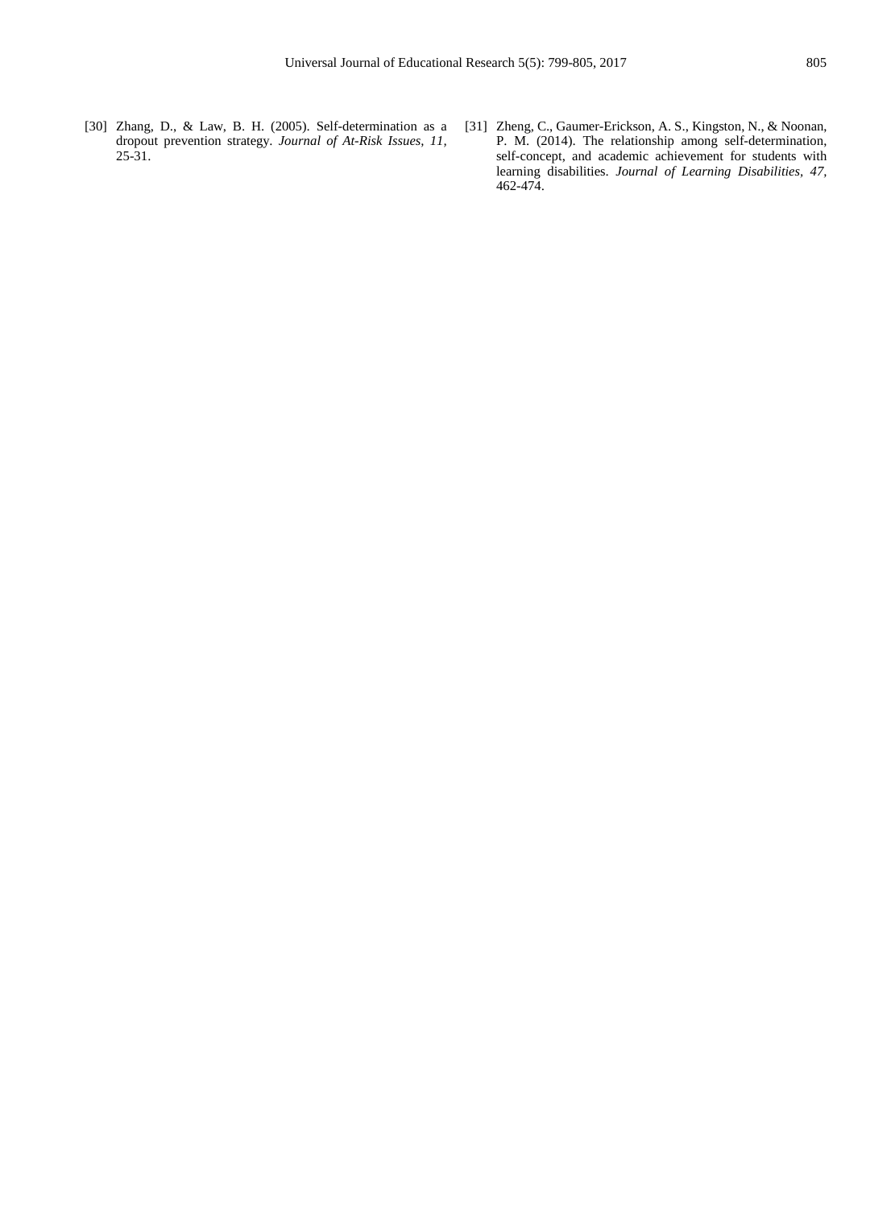[30] Zhang, D., & Law, B. H. (2005). Self-determination as a dropout prevention strategy. *Journal of At-Risk Issues, 11*, 25-31.

[31] Zheng, C., Gaumer-Erickson, A. S., Kingston, N., & Noonan, P. M. (2014). The relationship among self-determination, self-concept, and academic achievement for students with learning disabilities. *Journal of Learning Disabilities, 47*, 462-474.